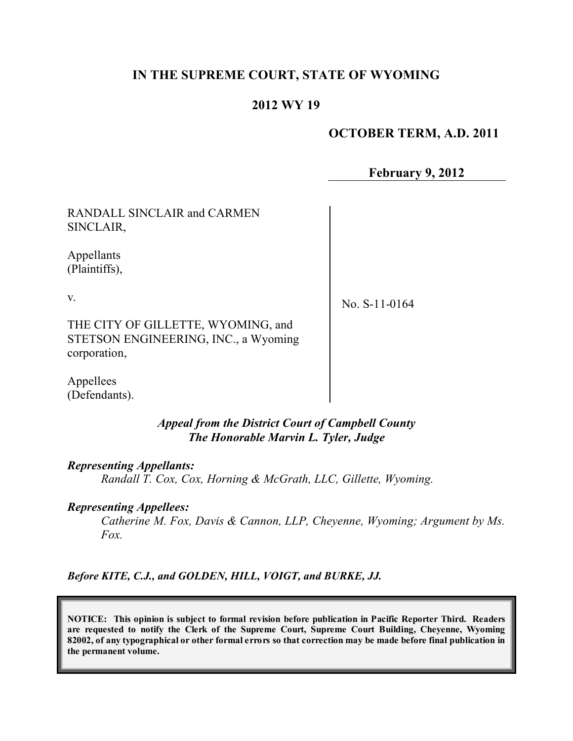# IN THE SUPREME COURT, STATE OF WYOMING

## 2012 WY 19

**OCTOBER TERM, A.D. 2011**

**February 9, 2012**

RANDALL SINCLAIR and CARMEN SINCLAIR,

Appellants
(Plaintiffs),

v.

THE CITY OF GILLETTE, WYOMING, and STETSON ENGINEERING, INC., a Wyoming corporation,

Appellees
(Defendants).

No. S-11-0164

*Appeal from the District Court of Campbell County*
*The Honorable Marvin L. Tyler, Judge*

***Representing Appellants:***
*Randall T. Cox, Cox, Horning & McGrath, LLC, Gillette, Wyoming.*

***Representing Appellees:***
*Catherine M. Fox, Davis & Cannon, LLP, Cheyenne, Wyoming; Argument by Ms. Fox.*

***Before KITE, C.J., and GOLDEN, HILL, VOIGT, and BURKE, JJ.***

**NOTICE: This opinion is subject to formal revision before publication in Pacific Reporter Third. Readers are requested to notify the Clerk of the Supreme Court, Supreme Court Building, Cheyenne, Wyoming 82002, of any typographical or other formal errors so that correction may be made before final publication in the permanent volume.**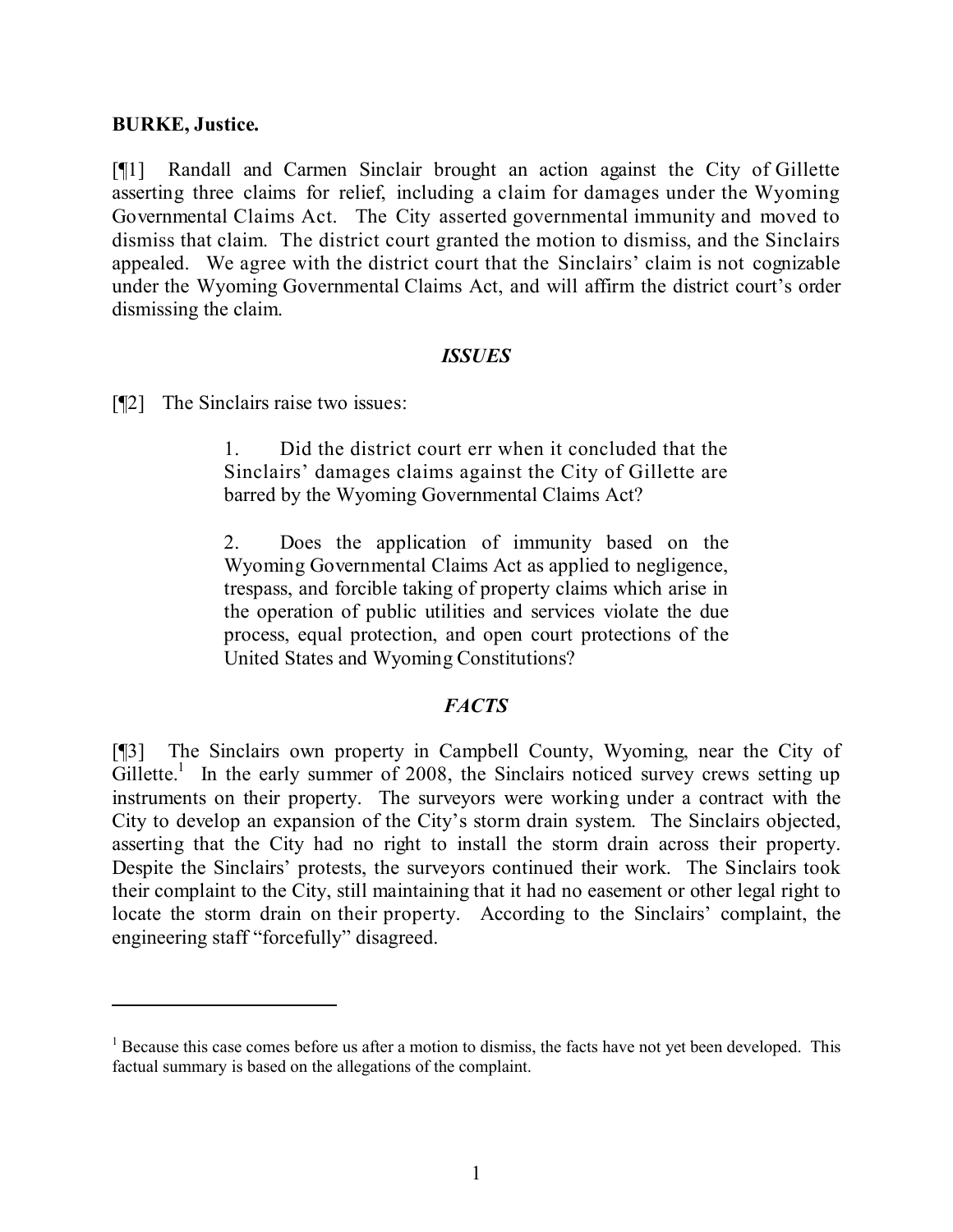**BURKE, Justice.**

[¶1] Randall and Carmen Sinclair brought an action against the City of Gillette asserting three claims for relief, including a claim for damages under the Wyoming Governmental Claims Act. The City asserted governmental immunity and moved to dismiss that claim. The district court granted the motion to dismiss, and the Sinclairs appealed. We agree with the district court that the Sinclairs' claim is not cognizable under the Wyoming Governmental Claims Act, and will affirm the district court's order dismissing the claim.

## *ISSUES*

[¶2] The Sinclairs raise two issues:

> 1. Did the district court err when it concluded that the Sinclairs' damages claims against the City of Gillette are barred by the Wyoming Governmental Claims Act?
>
> 2. Does the application of immunity based on the Wyoming Governmental Claims Act as applied to negligence, trespass, and forcible taking of property claims which arise in the operation of public utilities and services violate the due process, equal protection, and open court protections of the United States and Wyoming Constitutions?

## *FACTS*

[¶3] The Sinclairs own property in Campbell County, Wyoming, near the City of Gillette.[1] In the early summer of 2008, the Sinclairs noticed survey crews setting up instruments on their property. The surveyors were working under a contract with the City to develop an expansion of the City's storm drain system. The Sinclairs objected, asserting that the City had no right to install the storm drain across their property. Despite the Sinclairs' protests, the surveyors continued their work. The Sinclairs took their complaint to the City, still maintaining that it had no easement or other legal right to locate the storm drain on their property. According to the Sinclairs' complaint, the engineering staff "forcefully" disagreed.

---

[1] Because this case comes before us after a motion to dismiss, the facts have not yet been developed. This factual summary is based on the allegations of the complaint.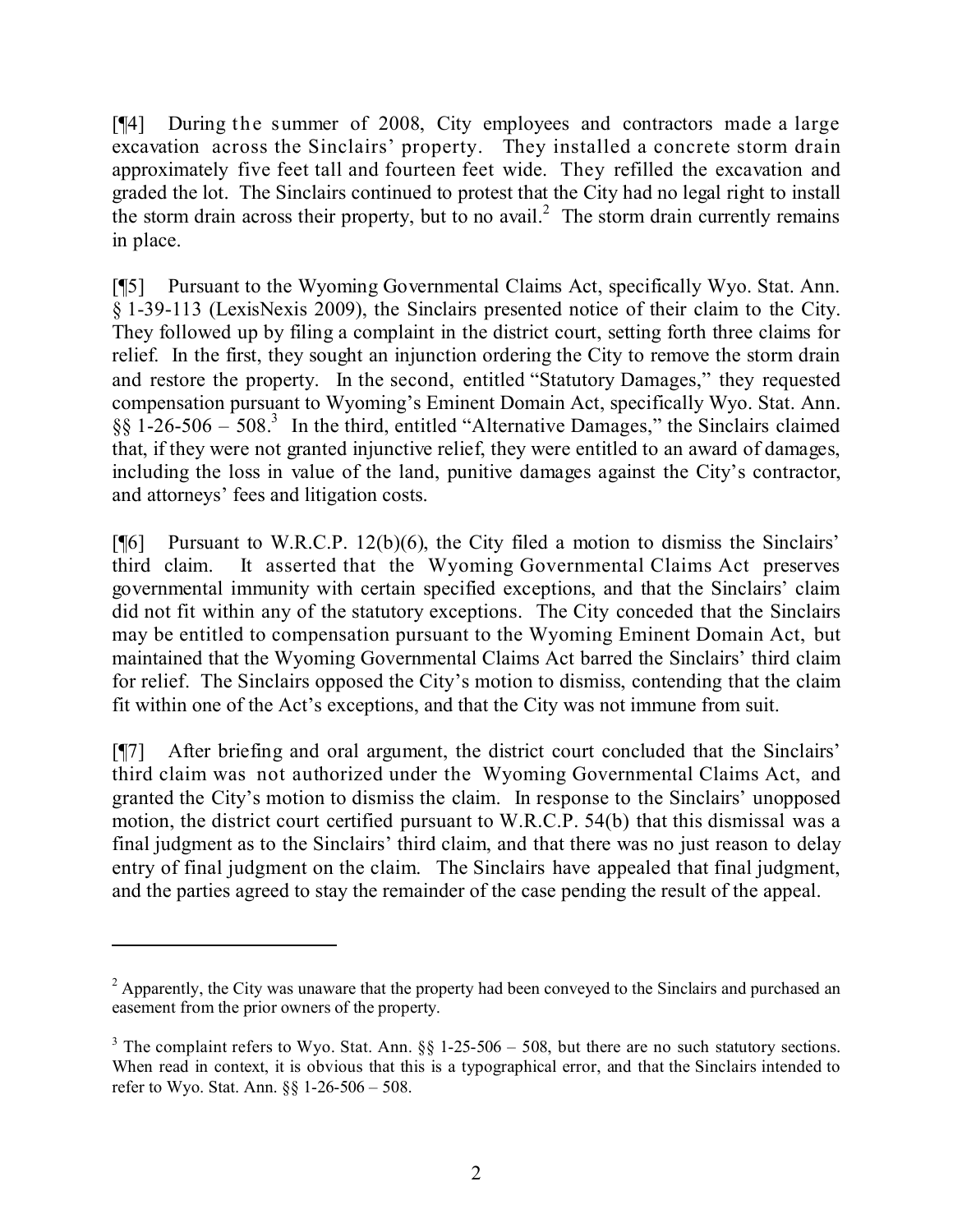[¶4] During the summer of 2008, City employees and contractors made a large excavation across the Sinclairs' property. They installed a concrete storm drain approximately five feet tall and fourteen feet wide. They refilled the excavation and graded the lot. The Sinclairs continued to protest that the City had no legal right to install the storm drain across their property, but to no avail.[2] The storm drain currently remains in place.

[¶5] Pursuant to the Wyoming Governmental Claims Act, specifically Wyo. Stat. Ann. § 1-39-113 (LexisNexis 2009), the Sinclairs presented notice of their claim to the City. They followed up by filing a complaint in the district court, setting forth three claims for relief. In the first, they sought an injunction ordering the City to remove the storm drain and restore the property. In the second, entitled "Statutory Damages," they requested compensation pursuant to Wyoming's Eminent Domain Act, specifically Wyo. Stat. Ann. §§ 1-26-506 – 508.[3] In the third, entitled "Alternative Damages," the Sinclairs claimed that, if they were not granted injunctive relief, they were entitled to an award of damages, including the loss in value of the land, punitive damages against the City's contractor, and attorneys' fees and litigation costs.

[¶6] Pursuant to W.R.C.P. 12(b)(6), the City filed a motion to dismiss the Sinclairs' third claim. It asserted that the Wyoming Governmental Claims Act preserves governmental immunity with certain specified exceptions, and that the Sinclairs' claim did not fit within any of the statutory exceptions. The City conceded that the Sinclairs may be entitled to compensation pursuant to the Wyoming Eminent Domain Act, but maintained that the Wyoming Governmental Claims Act barred the Sinclairs' third claim for relief. The Sinclairs opposed the City's motion to dismiss, contending that the claim fit within one of the Act's exceptions, and that the City was not immune from suit.

[¶7] After briefing and oral argument, the district court concluded that the Sinclairs' third claim was not authorized under the Wyoming Governmental Claims Act, and granted the City's motion to dismiss the claim. In response to the Sinclairs' unopposed motion, the district court certified pursuant to W.R.C.P. 54(b) that this dismissal was a final judgment as to the Sinclairs' third claim, and that there was no just reason to delay entry of final judgment on the claim. The Sinclairs have appealed that final judgment, and the parties agreed to stay the remainder of the case pending the result of the appeal.

---

[2] Apparently, the City was unaware that the property had been conveyed to the Sinclairs and purchased an easement from the prior owners of the property.

[3] The complaint refers to Wyo. Stat. Ann. §§ 1-25-506 – 508, but there are no such statutory sections. When read in context, it is obvious that this is a typographical error, and that the Sinclairs intended to refer to Wyo. Stat. Ann. §§ 1-26-506 – 508.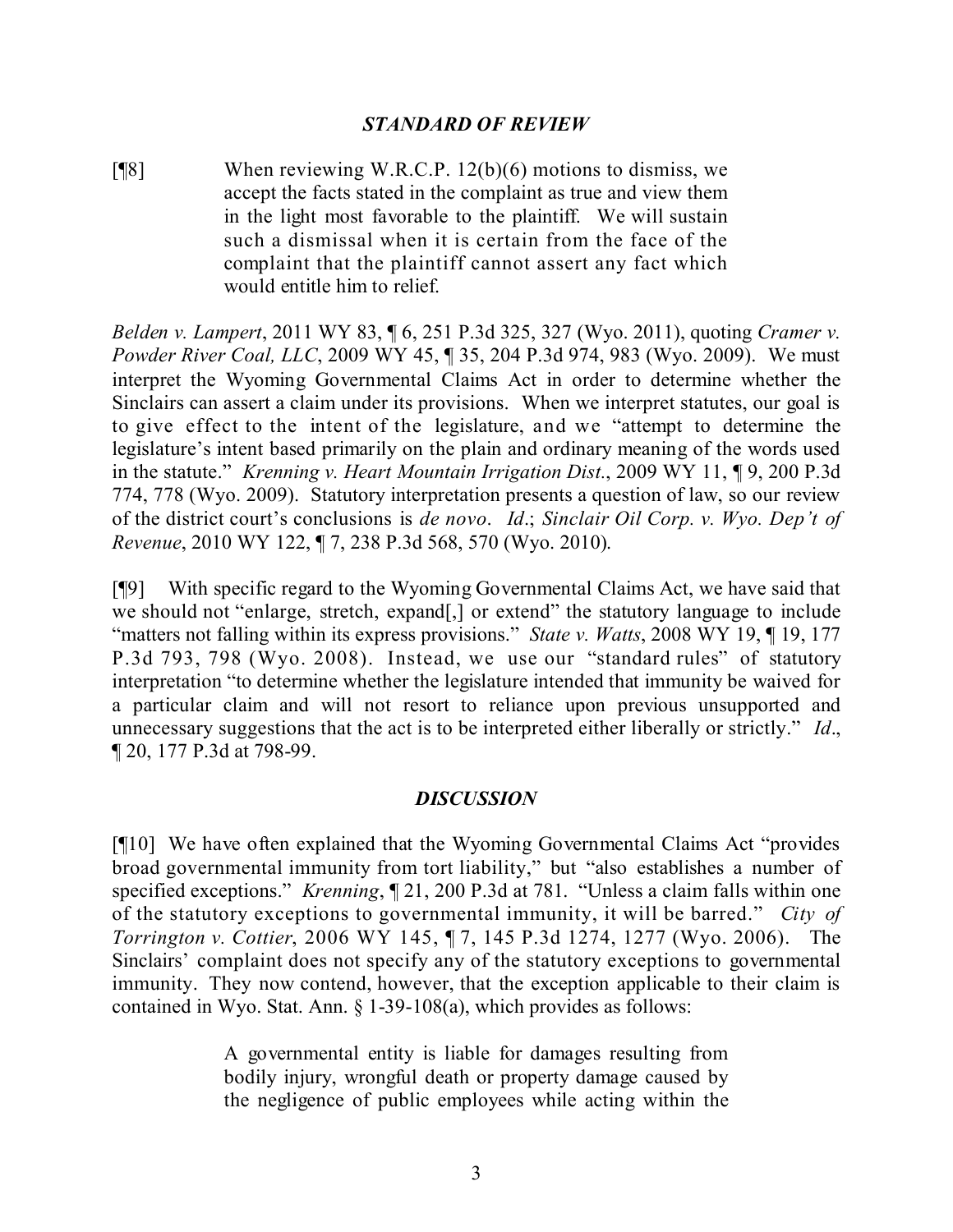### *STANDARD OF REVIEW*

[¶8] When reviewing W.R.C.P. 12(b)(6) motions to dismiss, we accept the facts stated in the complaint as true and view them in the light most favorable to the plaintiff. We will sustain such a dismissal when it is certain from the face of the complaint that the plaintiff cannot assert any fact which would entitle him to relief.

*Belden v. Lampert*, 2011 WY 83, ¶ 6, 251 P.3d 325, 327 (Wyo. 2011), quoting *Cramer v. Powder River Coal, LLC*, 2009 WY 45, ¶ 35, 204 P.3d 974, 983 (Wyo. 2009). We must interpret the Wyoming Governmental Claims Act in order to determine whether the Sinclairs can assert a claim under its provisions. When we interpret statutes, our goal is to give effect to the intent of the legislature, and we "attempt to determine the legislature's intent based primarily on the plain and ordinary meaning of the words used in the statute." *Krenning v. Heart Mountain Irrigation Dist.*, 2009 WY 11, ¶ 9, 200 P.3d 774, 778 (Wyo. 2009). Statutory interpretation presents a question of law, so our review of the district court's conclusions is *de novo*. *Id*.; *Sinclair Oil Corp. v. Wyo. Dep't of Revenue*, 2010 WY 122, ¶ 7, 238 P.3d 568, 570 (Wyo. 2010).

[¶9] With specific regard to the Wyoming Governmental Claims Act, we have said that we should not "enlarge, stretch, expand[,] or extend" the statutory language to include "matters not falling within its express provisions." *State v. Watts*, 2008 WY 19, ¶ 19, 177 P.3d 793, 798 (Wyo. 2008). Instead, we use our "standard rules" of statutory interpretation "to determine whether the legislature intended that immunity be waived for a particular claim and will not resort to reliance upon previous unsupported and unnecessary suggestions that the act is to be interpreted either liberally or strictly." *Id*., ¶ 20, 177 P.3d at 798-99.

### *DISCUSSION*

[¶10] We have often explained that the Wyoming Governmental Claims Act "provides broad governmental immunity from tort liability," but "also establishes a number of specified exceptions." *Krenning*, ¶ 21, 200 P.3d at 781. "Unless a claim falls within one of the statutory exceptions to governmental immunity, it will be barred." *City of Torrington v. Cottier*, 2006 WY 145, ¶ 7, 145 P.3d 1274, 1277 (Wyo. 2006). The Sinclairs' complaint does not specify any of the statutory exceptions to governmental immunity. They now contend, however, that the exception applicable to their claim is contained in Wyo. Stat. Ann. § 1-39-108(a), which provides as follows:

> A governmental entity is liable for damages resulting from bodily injury, wrongful death or property damage caused by the negligence of public employees while acting within the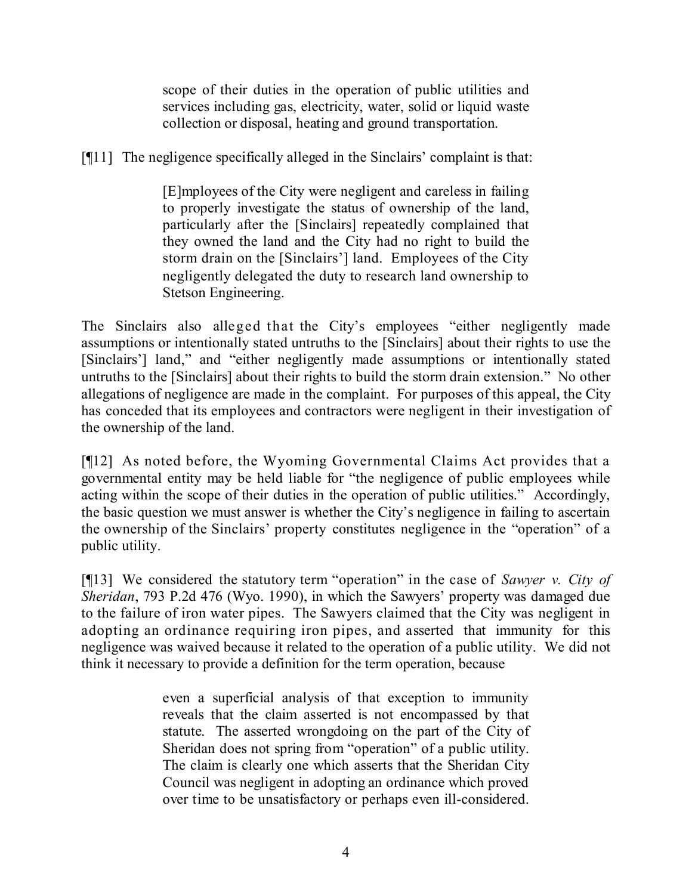> scope of their duties in the operation of public utilities and services including gas, electricity, water, solid or liquid waste collection or disposal, heating and ground transportation.

[¶11] The negligence specifically alleged in the Sinclairs' complaint is that:

> [E]mployees of the City were negligent and careless in failing to properly investigate the status of ownership of the land, particularly after the [Sinclairs] repeatedly complained that they owned the land and the City had no right to build the storm drain on the [Sinclairs'] land. Employees of the City negligently delegated the duty to research land ownership to Stetson Engineering.

The Sinclairs also alleged that the City's employees "either negligently made assumptions or intentionally stated untruths to the [Sinclairs] about their rights to use the [Sinclairs'] land," and "either negligently made assumptions or intentionally stated untruths to the [Sinclairs] about their rights to build the storm drain extension." No other allegations of negligence are made in the complaint. For purposes of this appeal, the City has conceded that its employees and contractors were negligent in their investigation of the ownership of the land.

[¶12] As noted before, the Wyoming Governmental Claims Act provides that a governmental entity may be held liable for "the negligence of public employees while acting within the scope of their duties in the operation of public utilities." Accordingly, the basic question we must answer is whether the City's negligence in failing to ascertain the ownership of the Sinclairs' property constitutes negligence in the "operation" of a public utility.

[¶13] We considered the statutory term "operation" in the case of *Sawyer v. City of Sheridan*, 793 P.2d 476 (Wyo. 1990), in which the Sawyers' property was damaged due to the failure of iron water pipes. The Sawyers claimed that the City was negligent in adopting an ordinance requiring iron pipes, and asserted that immunity for this negligence was waived because it related to the operation of a public utility. We did not think it necessary to provide a definition for the term operation, because

> even a superficial analysis of that exception to immunity reveals that the claim asserted is not encompassed by that statute. The asserted wrongdoing on the part of the City of Sheridan does not spring from "operation" of a public utility. The claim is clearly one which asserts that the Sheridan City Council was negligent in adopting an ordinance which proved over time to be unsatisfactory or perhaps even ill-considered.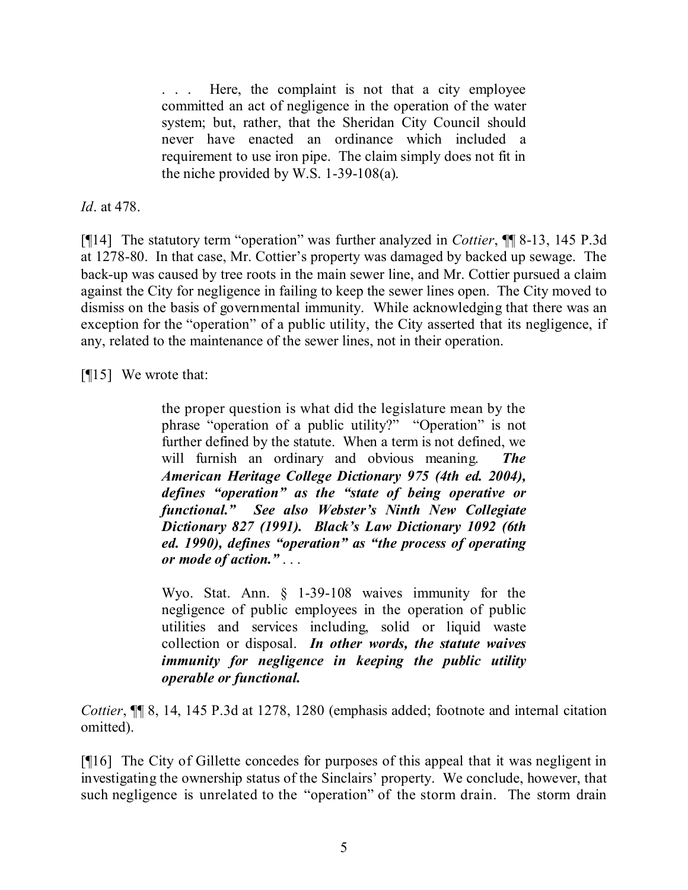> . . . Here, the complaint is not that a city employee committed an act of negligence in the operation of the water system; but, rather, that the Sheridan City Council should never have enacted an ordinance which included a requirement to use iron pipe. The claim simply does not fit in the niche provided by W.S. 1-39-108(a).

*Id*. at 478.

[¶14] The statutory term "operation" was further analyzed in *Cottier*, ¶¶ 8-13, 145 P.3d at 1278-80. In that case, Mr. Cottier's property was damaged by backed up sewage. The back-up was caused by tree roots in the main sewer line, and Mr. Cottier pursued a claim against the City for negligence in failing to keep the sewer lines open. The City moved to dismiss on the basis of governmental immunity. While acknowledging that there was an exception for the "operation" of a public utility, the City asserted that its negligence, if any, related to the maintenance of the sewer lines, not in their operation.

[¶15] We wrote that:

> the proper question is what did the legislature mean by the phrase "operation of a public utility?" "Operation" is not further defined by the statute. When a term is not defined, we will furnish an ordinary and obvious meaning. ***The American Heritage College Dictionary 975 (4th ed. 2004), defines "operation" as the "state of being operative or functional." See also Webster's Ninth New Collegiate Dictionary 827 (1991). Black's Law Dictionary 1092 (6th ed. 1990), defines "operation" as "the process of operating or mode of action."*** . . .
>
> Wyo. Stat. Ann. § 1-39-108 waives immunity for the negligence of public employees in the operation of public utilities and services including, solid or liquid waste collection or disposal. ***In other words, the statute waives immunity for negligence in keeping the public utility operable or functional.***

*Cottier*, ¶¶ 8, 14, 145 P.3d at 1278, 1280 (emphasis added; footnote and internal citation omitted).

[¶16] The City of Gillette concedes for purposes of this appeal that it was negligent in investigating the ownership status of the Sinclairs' property. We conclude, however, that such negligence is unrelated to the "operation" of the storm drain. The storm drain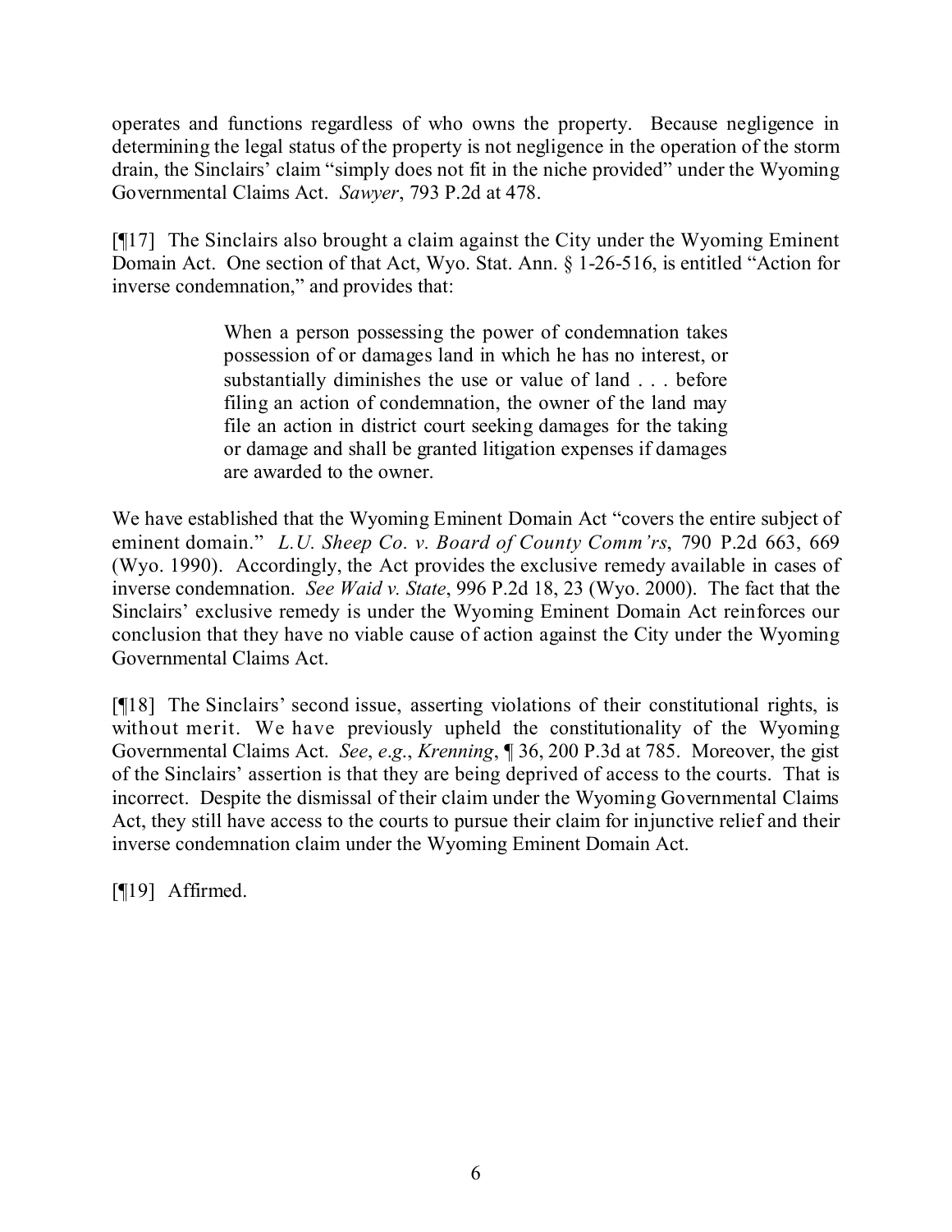operates and functions regardless of who owns the property. Because negligence in determining the legal status of the property is not negligence in the operation of the storm drain, the Sinclairs' claim "simply does not fit in the niche provided" under the Wyoming Governmental Claims Act. *Sawyer*, 793 P.2d at 478.

[¶17] The Sinclairs also brought a claim against the City under the Wyoming Eminent Domain Act. One section of that Act, Wyo. Stat. Ann. § 1-26-516, is entitled "Action for inverse condemnation," and provides that:

> When a person possessing the power of condemnation takes possession of or damages land in which he has no interest, or substantially diminishes the use or value of land . . . before filing an action of condemnation, the owner of the land may file an action in district court seeking damages for the taking or damage and shall be granted litigation expenses if damages are awarded to the owner.

We have established that the Wyoming Eminent Domain Act "covers the entire subject of eminent domain." *L.U. Sheep Co. v. Board of County Comm'rs*, 790 P.2d 663, 669 (Wyo. 1990). Accordingly, the Act provides the exclusive remedy available in cases of inverse condemnation. *See Waid v. State*, 996 P.2d 18, 23 (Wyo. 2000). The fact that the Sinclairs' exclusive remedy is under the Wyoming Eminent Domain Act reinforces our conclusion that they have no viable cause of action against the City under the Wyoming Governmental Claims Act.

[¶18] The Sinclairs' second issue, asserting violations of their constitutional rights, is without merit. We have previously upheld the constitutionality of the Wyoming Governmental Claims Act. *See*, *e.g.*, *Krenning*, ¶ 36, 200 P.3d at 785. Moreover, the gist of the Sinclairs' assertion is that they are being deprived of access to the courts. That is incorrect. Despite the dismissal of their claim under the Wyoming Governmental Claims Act, they still have access to the courts to pursue their claim for injunctive relief and their inverse condemnation claim under the Wyoming Eminent Domain Act.

[¶19] Affirmed.